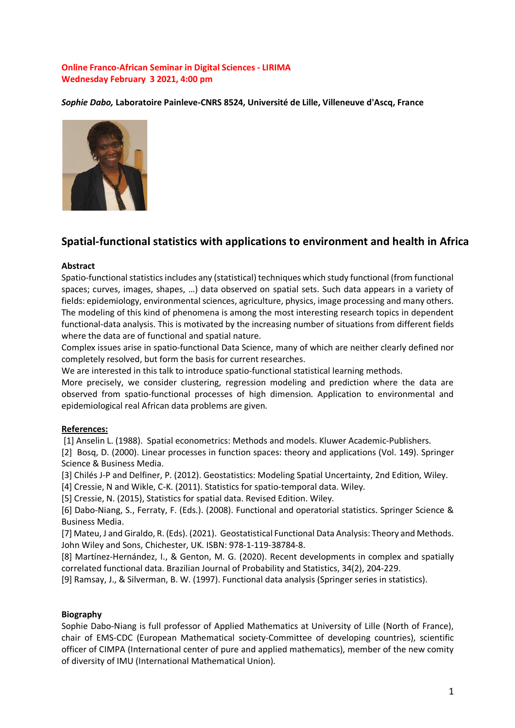**Online Franco-African Seminar in Digital Sciences - LIRIMA**
**Wednesday February 3 2021, 4:00 pm**

***Sophie Dabo,*** **Laboratoire Painleve-CNRS 8524, Université de Lille, Villeneuve d'Ascq, France**

## Spatial-functional statistics with applications to environment and health in Africa

**Abstract**

Spatio-functional statistics includes any (statistical) techniques which study functional (from functional spaces; curves, images, shapes, …) data observed on spatial sets. Such data appears in a variety of fields: epidemiology, environmental sciences, agriculture, physics, image processing and many others. The modeling of this kind of phenomena is among the most interesting research topics in dependent functional-data analysis. This is motivated by the increasing number of situations from different fields where the data are of functional and spatial nature.

Complex issues arise in spatio-functional Data Science, many of which are neither clearly defined nor completely resolved, but form the basis for current researches.

We are interested in this talk to introduce spatio-functional statistical learning methods.

More precisely, we consider clustering, regression modeling and prediction where the data are observed from spatio-functional processes of high dimension. Application to environmental and epidemiological real African data problems are given.

**References:**

[1] Anselin L. (1988). Spatial econometrics: Methods and models. Kluwer Academic-Publishers.

[2] Bosq, D. (2000). Linear processes in function spaces: theory and applications (Vol. 149). Springer Science & Business Media.

[3] Chilés J-P and Delfiner, P. (2012). Geostatistics: Modeling Spatial Uncertainty, 2nd Edition, Wiley.

[4] Cressie, N and Wikle, C-K. (2011). Statistics for spatio-temporal data. Wiley.

[5] Cressie, N. (2015), Statistics for spatial data. Revised Edition. Wiley.

[6] Dabo-Niang, S., Ferraty, F. (Eds.). (2008). Functional and operatorial statistics. Springer Science & Business Media.

[7] Mateu, J and Giraldo, R. (Eds). (2021). Geostatistical Functional Data Analysis: Theory and Methods. John Wiley and Sons, Chichester, UK. ISBN: 978-1-119-38784-8.

[8] Martínez-Hernández, I., & Genton, M. G. (2020). Recent developments in complex and spatially correlated functional data. Brazilian Journal of Probability and Statistics, 34(2), 204-229.

[9] Ramsay, J., & Silverman, B. W. (1997). Functional data analysis (Springer series in statistics).

**Biography**

Sophie Dabo-Niang is full professor of Applied Mathematics at University of Lille (North of France), chair of EMS-CDC (European Mathematical society-Committee of developing countries), scientific officer of CIMPA (International center of pure and applied mathematics), member of the new comity of diversity of IMU (International Mathematical Union).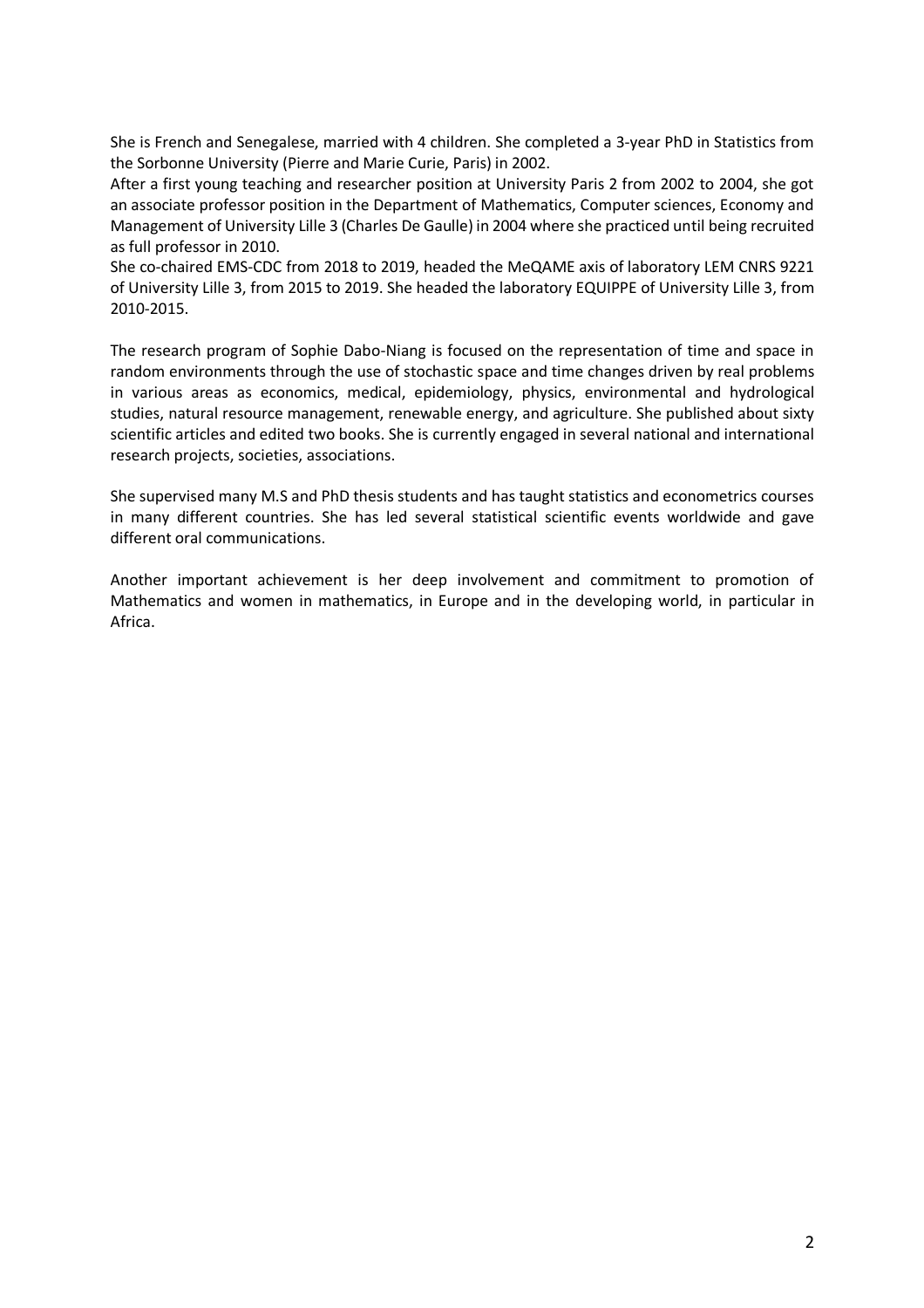She is French and Senegalese, married with 4 children. She completed a 3-year PhD in Statistics from the Sorbonne University (Pierre and Marie Curie, Paris) in 2002.
After a first young teaching and researcher position at University Paris 2 from 2002 to 2004, she got an associate professor position in the Department of Mathematics, Computer sciences, Economy and Management of University Lille 3 (Charles De Gaulle) in 2004 where she practiced until being recruited as full professor in 2010.
She co-chaired EMS-CDC from 2018 to 2019, headed the MeQAME axis of laboratory LEM CNRS 9221 of University Lille 3, from 2015 to 2019. She headed the laboratory EQUIPPE of University Lille 3, from 2010-2015.

The research program of Sophie Dabo-Niang is focused on the representation of time and space in random environments through the use of stochastic space and time changes driven by real problems in various areas as economics, medical, epidemiology, physics, environmental and hydrological studies, natural resource management, renewable energy, and agriculture. She published about sixty scientific articles and edited two books. She is currently engaged in several national and international research projects, societies, associations.

She supervised many M.S and PhD thesis students and has taught statistics and econometrics courses in many different countries. She has led several statistical scientific events worldwide and gave different oral communications.

Another important achievement is her deep involvement and commitment to promotion of Mathematics and women in mathematics, in Europe and in the developing world, in particular in Africa.